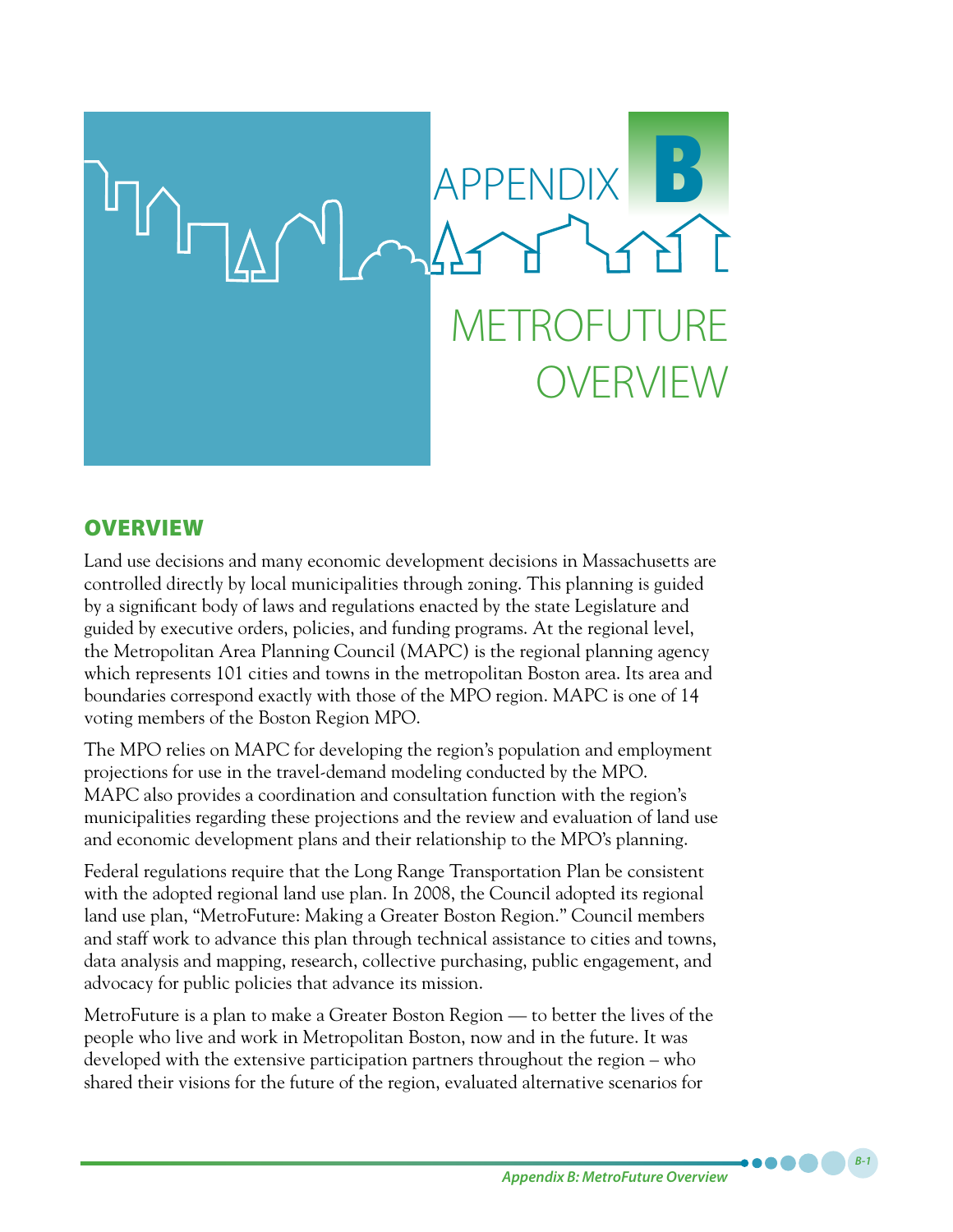# APPENDIX B

# METROFUTURE OVERVIEW

## OVERVIEW

Land use decisions and many economic development decisions in Massachusetts are controlled directly by local municipalities through zoning. This planning is guided by a significant body of laws and regulations enacted by the state Legislature and guided by executive orders, policies, and funding programs. At the regional level, the Metropolitan Area Planning Council (MAPC) is the regional planning agency which represents 101 cities and towns in the metropolitan Boston area. Its area and boundaries correspond exactly with those of the MPO region. MAPC is one of 14 voting members of the Boston Region MPO.

The MPO relies on MAPC for developing the region's population and employment projections for use in the travel-demand modeling conducted by the MPO. MAPC also provides a coordination and consultation function with the region's municipalities regarding these projections and the review and evaluation of land use and economic development plans and their relationship to the MPO's planning.

Federal regulations require that the Long Range Transportation Plan be consistent with the adopted regional land use plan. In 2008, the Council adopted its regional land use plan, "MetroFuture: Making a Greater Boston Region." Council members and staff work to advance this plan through technical assistance to cities and towns, data analysis and mapping, research, collective purchasing, public engagement, and advocacy for public policies that advance its mission.

MetroFuture is a plan to make a Greater Boston Region — to better the lives of the people who live and work in Metropolitan Boston, now and in the future. It was developed with the extensive participation partners throughout the region – who shared their visions for the future of the region, evaluated alternative scenarios for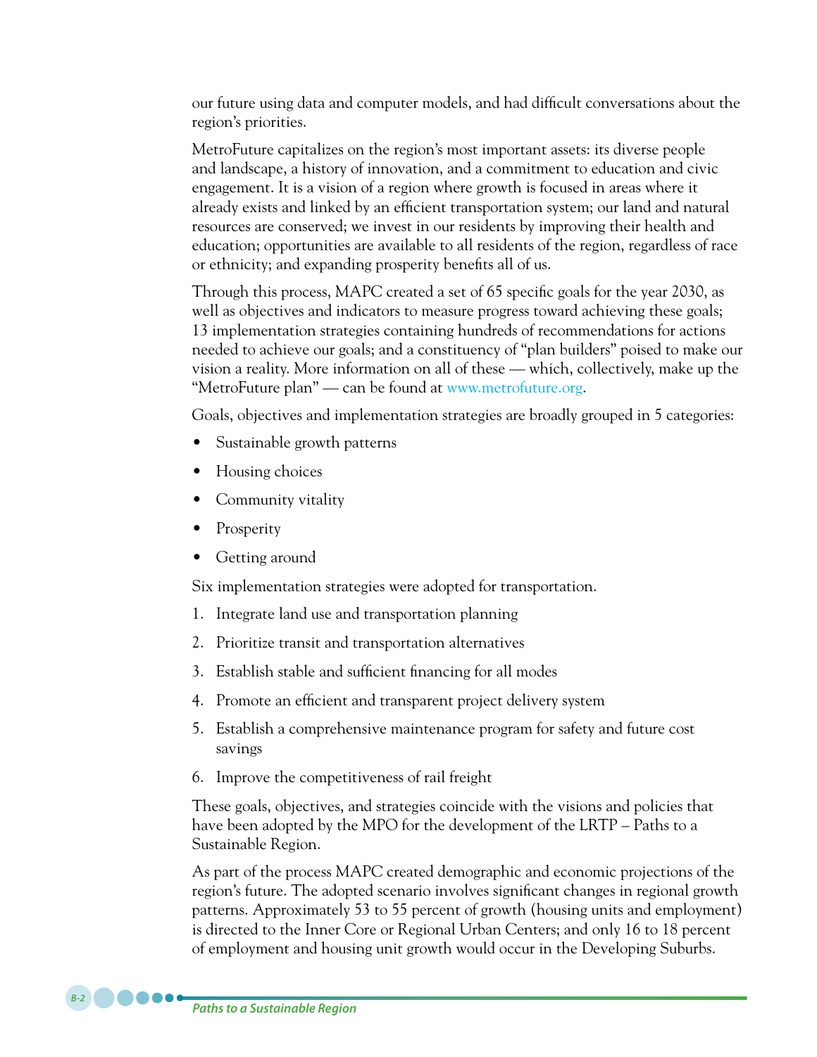our future using data and computer models, and had difficult conversations about the region's priorities.

MetroFuture capitalizes on the region's most important assets: its diverse people and landscape, a history of innovation, and a commitment to education and civic engagement. It is a vision of a region where growth is focused in areas where it already exists and linked by an efficient transportation system; our land and natural resources are conserved; we invest in our residents by improving their health and education; opportunities are available to all residents of the region, regardless of race or ethnicity; and expanding prosperity benefits all of us.

Through this process, MAPC created a set of 65 specific goals for the year 2030, as well as objectives and indicators to measure progress toward achieving these goals; 13 implementation strategies containing hundreds of recommendations for actions needed to achieve our goals; and a constituency of "plan builders" poised to make our vision a reality. More information on all of these — which, collectively, make up the "MetroFuture plan" — can be found at www.metrofuture.org.

Goals, objectives and implementation strategies are broadly grouped in 5 categories:

- Sustainable growth patterns
- Housing choices
- Community vitality
- Prosperity
- Getting around

Six implementation strategies were adopted for transportation.

1. Integrate land use and transportation planning
2. Prioritize transit and transportation alternatives
3. Establish stable and sufficient financing for all modes
4. Promote an efficient and transparent project delivery system
5. Establish a comprehensive maintenance program for safety and future cost savings
6. Improve the competitiveness of rail freight

These goals, objectives, and strategies coincide with the visions and policies that have been adopted by the MPO for the development of the LRTP – Paths to a Sustainable Region.

As part of the process MAPC created demographic and economic projections of the region's future. The adopted scenario involves significant changes in regional growth patterns. Approximately 53 to 55 percent of growth (housing units and employment) is directed to the Inner Core or Regional Urban Centers; and only 16 to 18 percent of employment and housing unit growth would occur in the Developing Suburbs.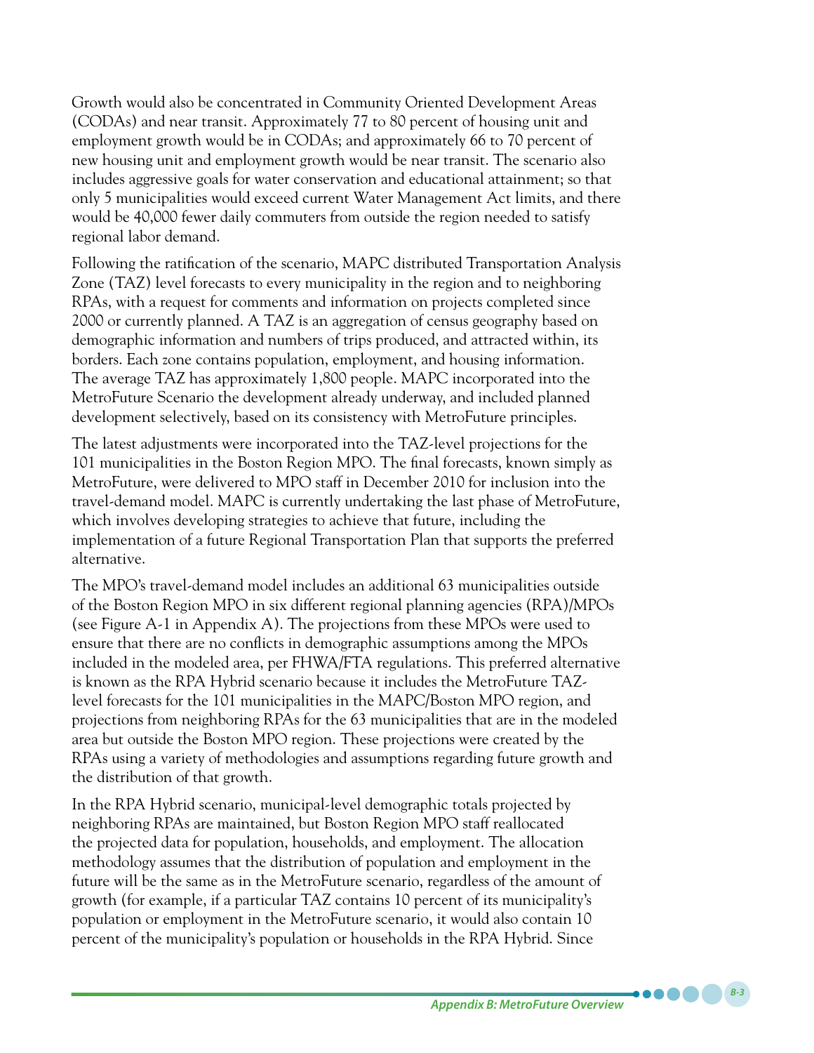Growth would also be concentrated in Community Oriented Development Areas (CODAs) and near transit. Approximately 77 to 80 percent of housing unit and employment growth would be in CODAs; and approximately 66 to 70 percent of new housing unit and employment growth would be near transit. The scenario also includes aggressive goals for water conservation and educational attainment; so that only 5 municipalities would exceed current Water Management Act limits, and there would be 40,000 fewer daily commuters from outside the region needed to satisfy regional labor demand.

Following the ratification of the scenario, MAPC distributed Transportation Analysis Zone (TAZ) level forecasts to every municipality in the region and to neighboring RPAs, with a request for comments and information on projects completed since 2000 or currently planned. A TAZ is an aggregation of census geography based on demographic information and numbers of trips produced, and attracted within, its borders. Each zone contains population, employment, and housing information. The average TAZ has approximately 1,800 people. MAPC incorporated into the MetroFuture Scenario the development already underway, and included planned development selectively, based on its consistency with MetroFuture principles.

The latest adjustments were incorporated into the TAZ-level projections for the 101 municipalities in the Boston Region MPO. The final forecasts, known simply as MetroFuture, were delivered to MPO staff in December 2010 for inclusion into the travel-demand model. MAPC is currently undertaking the last phase of MetroFuture, which involves developing strategies to achieve that future, including the implementation of a future Regional Transportation Plan that supports the preferred alternative.

The MPO's travel-demand model includes an additional 63 municipalities outside of the Boston Region MPO in six different regional planning agencies (RPA)/MPOs (see Figure A-1 in Appendix A). The projections from these MPOs were used to ensure that there are no conflicts in demographic assumptions among the MPOs included in the modeled area, per FHWA/FTA regulations. This preferred alternative is known as the RPA Hybrid scenario because it includes the MetroFuture TAZ-level forecasts for the 101 municipalities in the MAPC/Boston MPO region, and projections from neighboring RPAs for the 63 municipalities that are in the modeled area but outside the Boston MPO region. These projections were created by the RPAs using a variety of methodologies and assumptions regarding future growth and the distribution of that growth.

In the RPA Hybrid scenario, municipal-level demographic totals projected by neighboring RPAs are maintained, but Boston Region MPO staff reallocated the projected data for population, households, and employment. The allocation methodology assumes that the distribution of population and employment in the future will be the same as in the MetroFuture scenario, regardless of the amount of growth (for example, if a particular TAZ contains 10 percent of its municipality's population or employment in the MetroFuture scenario, it would also contain 10 percent of the municipality's population or households in the RPA Hybrid. Since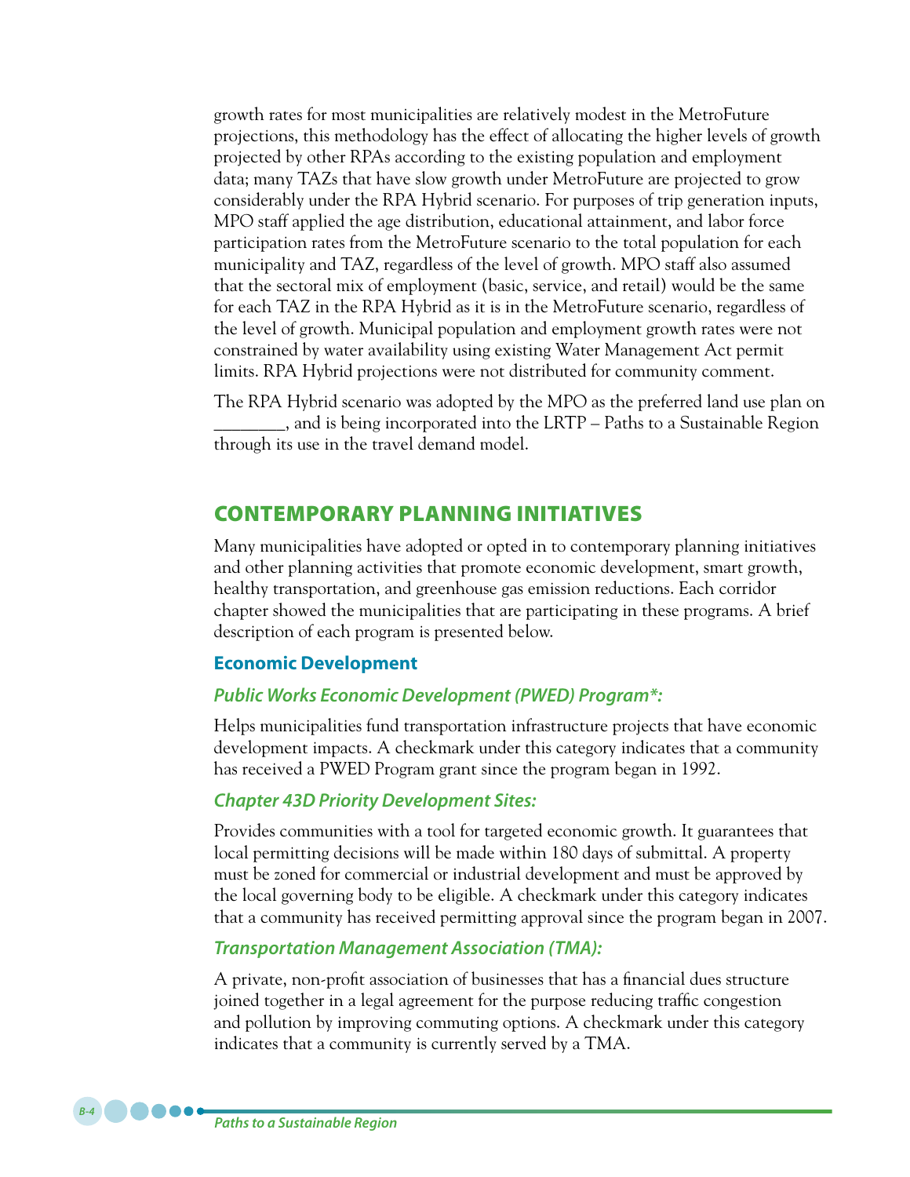growth rates for most municipalities are relatively modest in the MetroFuture projections, this methodology has the effect of allocating the higher levels of growth projected by other RPAs according to the existing population and employment data; many TAZs that have slow growth under MetroFuture are projected to grow considerably under the RPA Hybrid scenario. For purposes of trip generation inputs, MPO staff applied the age distribution, educational attainment, and labor force participation rates from the MetroFuture scenario to the total population for each municipality and TAZ, regardless of the level of growth. MPO staff also assumed that the sectoral mix of employment (basic, service, and retail) would be the same for each TAZ in the RPA Hybrid as it is in the MetroFuture scenario, regardless of the level of growth. Municipal population and employment growth rates were not constrained by water availability using existing Water Management Act permit limits. RPA Hybrid projections were not distributed for community comment.

The RPA Hybrid scenario was adopted by the MPO as the preferred land use plan on ________, and is being incorporated into the LRTP – Paths to a Sustainable Region through its use in the travel demand model.

## CONTEMPORARY PLANNING INITIATIVES

Many municipalities have adopted or opted in to contemporary planning initiatives and other planning activities that promote economic development, smart growth, healthy transportation, and greenhouse gas emission reductions. Each corridor chapter showed the municipalities that are participating in these programs. A brief description of each program is presented below.

### Economic Development

#### *Public Works Economic Development (PWED) Program*:*

Helps municipalities fund transportation infrastructure projects that have economic development impacts. A checkmark under this category indicates that a community has received a PWED Program grant since the program began in 1992.

#### *Chapter 43D Priority Development Sites:*

Provides communities with a tool for targeted economic growth. It guarantees that local permitting decisions will be made within 180 days of submittal. A property must be zoned for commercial or industrial development and must be approved by the local governing body to be eligible. A checkmark under this category indicates that a community has received permitting approval since the program began in 2007.

#### *Transportation Management Association (TMA):*

A private, non-profit association of businesses that has a financial dues structure joined together in a legal agreement for the purpose reducing traffic congestion and pollution by improving commuting options. A checkmark under this category indicates that a community is currently served by a TMA.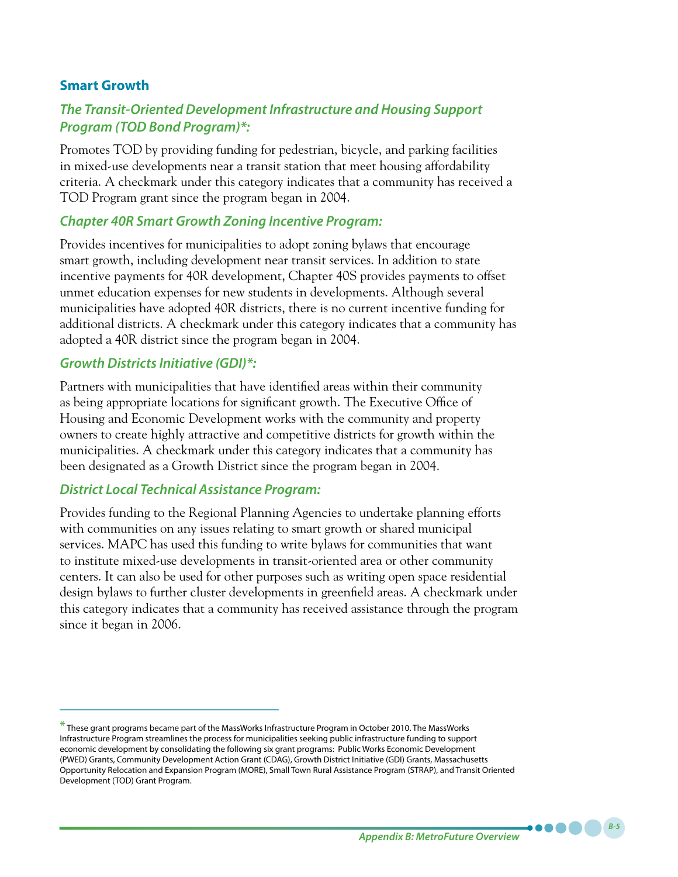## Smart Growth

### *The Transit-Oriented Development Infrastructure and Housing Support Program (TOD Bond Program)*:*

Promotes TOD by providing funding for pedestrian, bicycle, and parking facilities in mixed-use developments near a transit station that meet housing affordability criteria. A checkmark under this category indicates that a community has received a TOD Program grant since the program began in 2004.

### *Chapter 40R Smart Growth Zoning Incentive Program:*

Provides incentives for municipalities to adopt zoning bylaws that encourage smart growth, including development near transit services. In addition to state incentive payments for 40R development, Chapter 40S provides payments to offset unmet education expenses for new students in developments. Although several municipalities have adopted 40R districts, there is no current incentive funding for additional districts. A checkmark under this category indicates that a community has adopted a 40R district since the program began in 2004.

### *Growth Districts Initiative (GDI)*:*

Partners with municipalities that have identified areas within their community as being appropriate locations for significant growth. The Executive Office of Housing and Economic Development works with the community and property owners to create highly attractive and competitive districts for growth within the municipalities. A checkmark under this category indicates that a community has been designated as a Growth District since the program began in 2004.

### *District Local Technical Assistance Program:*

Provides funding to the Regional Planning Agencies to undertake planning efforts with communities on any issues relating to smart growth or shared municipal services. MAPC has used this funding to write bylaws for communities that want to institute mixed-use developments in transit-oriented area or other community centers. It can also be used for other purposes such as writing open space residential design bylaws to further cluster developments in greenfield areas. A checkmark under this category indicates that a community has received assistance through the program since it began in 2006.

---

* These grant programs became part of the MassWorks Infrastructure Program in October 2010. The MassWorks Infrastructure Program streamlines the process for municipalities seeking public infrastructure funding to support economic development by consolidating the following six grant programs: Public Works Economic Development (PWED) Grants, Community Development Action Grant (CDAG), Growth District Initiative (GDI) Grants, Massachusetts Opportunity Relocation and Expansion Program (MORE), Small Town Rural Assistance Program (STRAP), and Transit Oriented Development (TOD) Grant Program.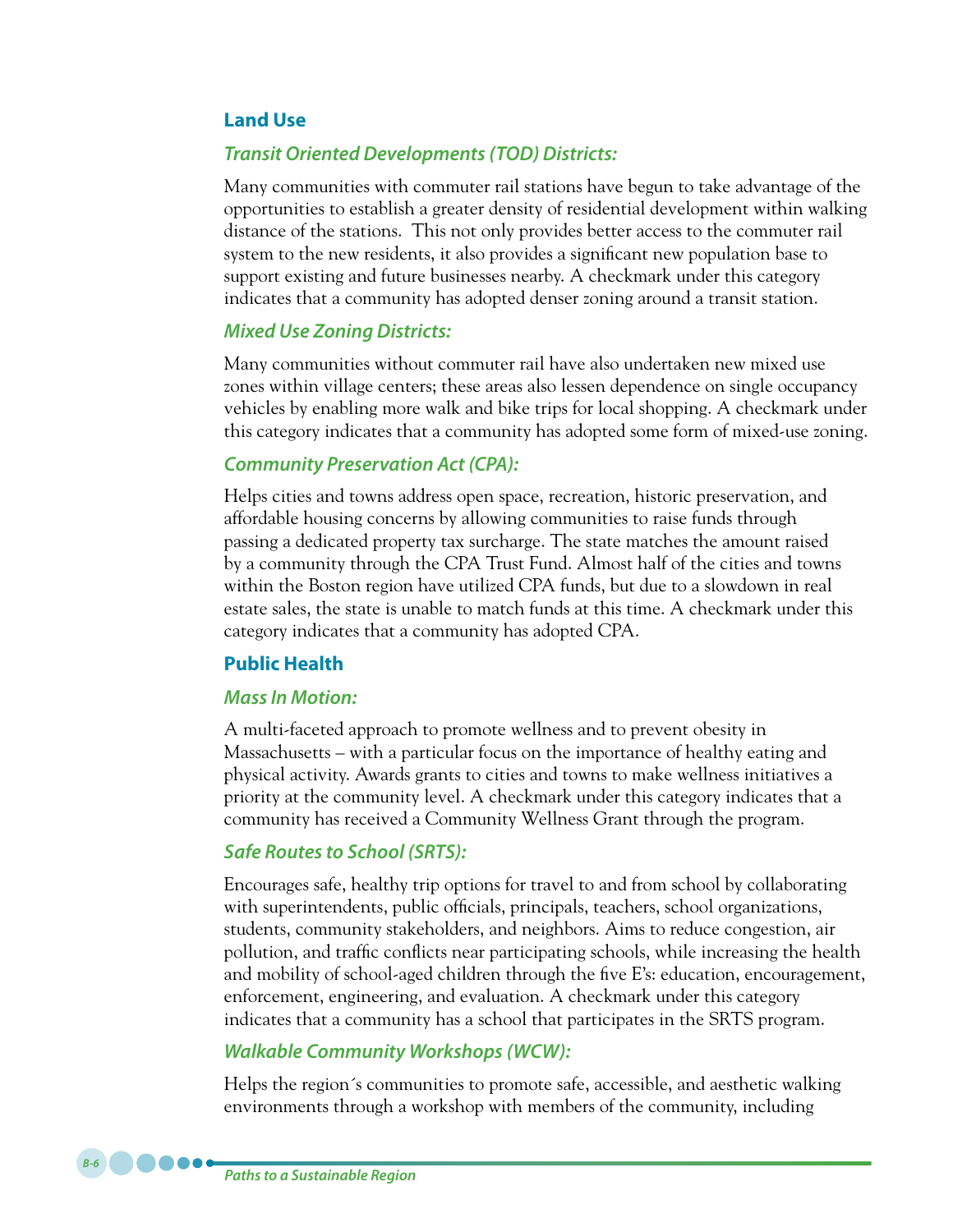## Land Use

### *Transit Oriented Developments (TOD) Districts:*

Many communities with commuter rail stations have begun to take advantage of the opportunities to establish a greater density of residential development within walking distance of the stations. This not only provides better access to the commuter rail system to the new residents, it also provides a significant new population base to support existing and future businesses nearby. A checkmark under this category indicates that a community has adopted denser zoning around a transit station.

### *Mixed Use Zoning Districts:*

Many communities without commuter rail have also undertaken new mixed use zones within village centers; these areas also lessen dependence on single occupancy vehicles by enabling more walk and bike trips for local shopping. A checkmark under this category indicates that a community has adopted some form of mixed-use zoning.

### *Community Preservation Act (CPA):*

Helps cities and towns address open space, recreation, historic preservation, and affordable housing concerns by allowing communities to raise funds through passing a dedicated property tax surcharge. The state matches the amount raised by a community through the CPA Trust Fund. Almost half of the cities and towns within the Boston region have utilized CPA funds, but due to a slowdown in real estate sales, the state is unable to match funds at this time. A checkmark under this category indicates that a community has adopted CPA.

## Public Health

### *Mass In Motion:*

A multi-faceted approach to promote wellness and to prevent obesity in Massachusetts – with a particular focus on the importance of healthy eating and physical activity. Awards grants to cities and towns to make wellness initiatives a priority at the community level. A checkmark under this category indicates that a community has received a Community Wellness Grant through the program.

### *Safe Routes to School (SRTS):*

Encourages safe, healthy trip options for travel to and from school by collaborating with superintendents, public officials, principals, teachers, school organizations, students, community stakeholders, and neighbors. Aims to reduce congestion, air pollution, and traffic conflicts near participating schools, while increasing the health and mobility of school-aged children through the five E's: education, encouragement, enforcement, engineering, and evaluation. A checkmark under this category indicates that a community has a school that participates in the SRTS program.

### *Walkable Community Workshops (WCW):*

Helps the region´s communities to promote safe, accessible, and aesthetic walking environments through a workshop with members of the community, including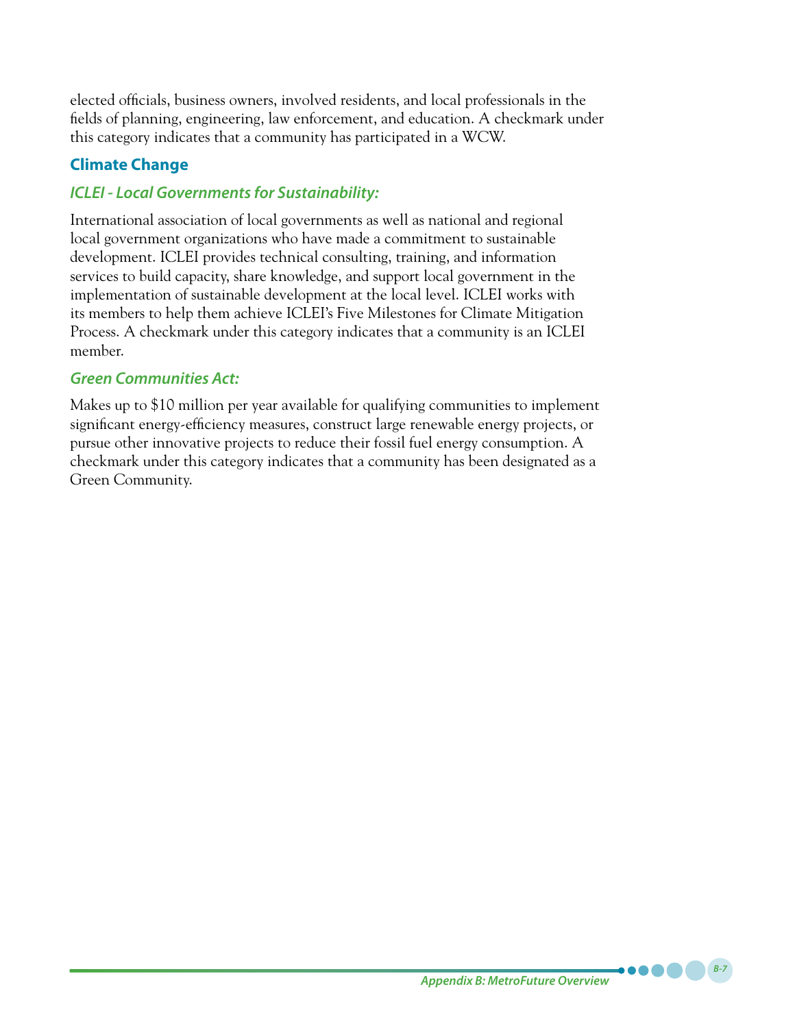elected officials, business owners, involved residents, and local professionals in the fields of planning, engineering, law enforcement, and education. A checkmark under this category indicates that a community has participated in a WCW.

## Climate Change

### *ICLEI - Local Governments for Sustainability:*

International association of local governments as well as national and regional local government organizations who have made a commitment to sustainable development. ICLEI provides technical consulting, training, and information services to build capacity, share knowledge, and support local government in the implementation of sustainable development at the local level. ICLEI works with its members to help them achieve ICLEI's Five Milestones for Climate Mitigation Process. A checkmark under this category indicates that a community is an ICLEI member.

### *Green Communities Act:*

Makes up to $10 million per year available for qualifying communities to implement significant energy-efficiency measures, construct large renewable energy projects, or pursue other innovative projects to reduce their fossil fuel energy consumption. A checkmark under this category indicates that a community has been designated as a Green Community.